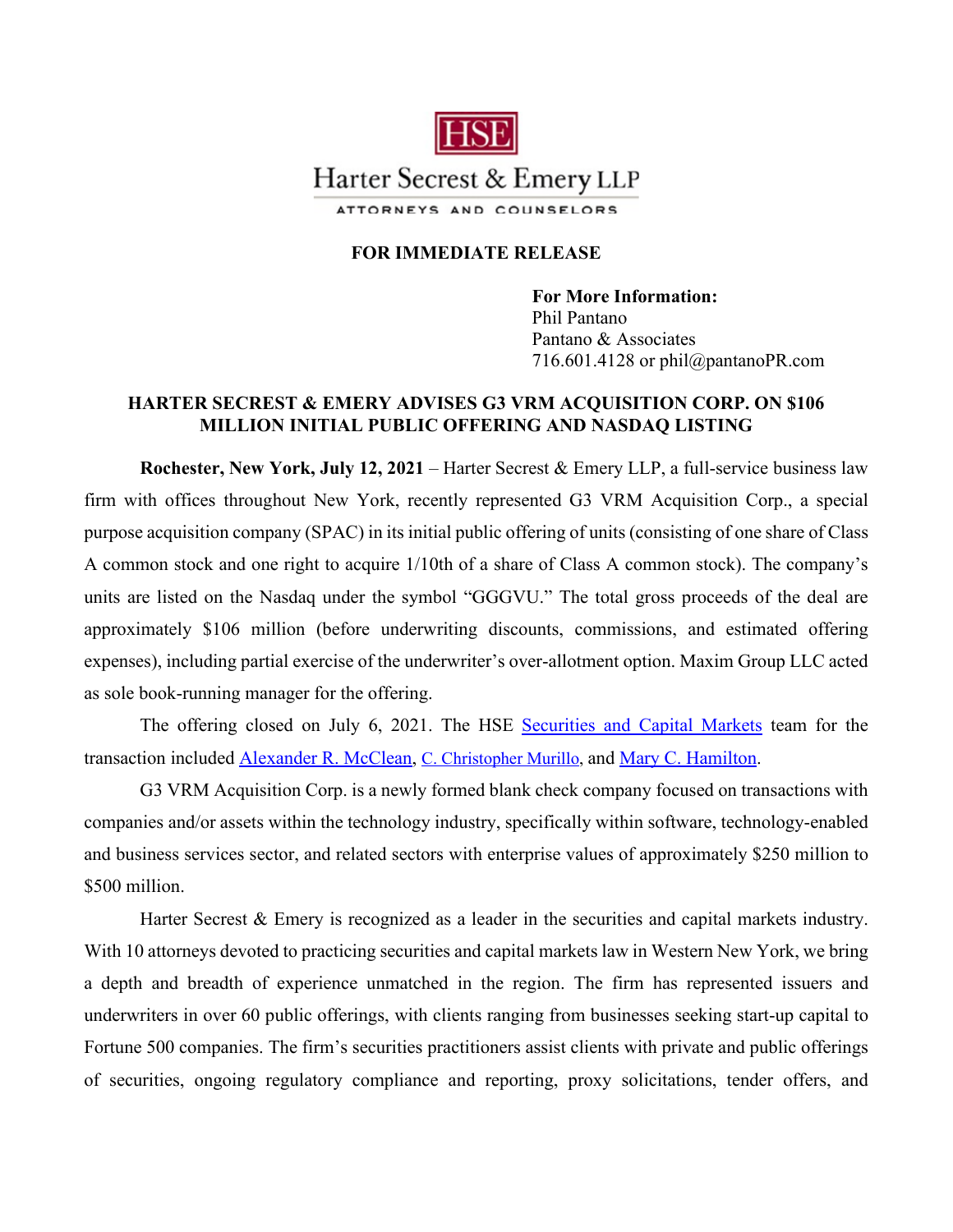HSE

Harter Secrest & Emery LLP

ATTORNEYS AND COUNSELORS

**FOR IMMEDIATE RELEASE**

**For More Information:**
Phil Pantano
Pantano & Associates
716.601.4128 or phil@pantanoPR.com

## HARTER SECREST & EMERY ADVISES G3 VRM ACQUISITION CORP. ON $106 MILLION INITIAL PUBLIC OFFERING AND NASDAQ LISTING

**Rochester, New York, July 12, 2021** – Harter Secrest & Emery LLP, a full-service business law firm with offices throughout New York, recently represented G3 VRM Acquisition Corp., a special purpose acquisition company (SPAC) in its initial public offering of units (consisting of one share of Class A common stock and one right to acquire 1/10th of a share of Class A common stock). The company's units are listed on the Nasdaq under the symbol "GGGVU." The total gross proceeds of the deal are approximately $106 million (before underwriting discounts, commissions, and estimated offering expenses), including partial exercise of the underwriter's over-allotment option. Maxim Group LLC acted as sole book-running manager for the offering.

The offering closed on July 6, 2021. The HSE Securities and Capital Markets team for the transaction included Alexander R. McClean, C. Christopher Murillo, and Mary C. Hamilton.

G3 VRM Acquisition Corp. is a newly formed blank check company focused on transactions with companies and/or assets within the technology industry, specifically within software, technology-enabled and business services sector, and related sectors with enterprise values of approximately $250 million to $500 million.

Harter Secrest & Emery is recognized as a leader in the securities and capital markets industry. With 10 attorneys devoted to practicing securities and capital markets law in Western New York, we bring a depth and breadth of experience unmatched in the region. The firm has represented issuers and underwriters in over 60 public offerings, with clients ranging from businesses seeking start-up capital to Fortune 500 companies. The firm's securities practitioners assist clients with private and public offerings of securities, ongoing regulatory compliance and reporting, proxy solicitations, tender offers, and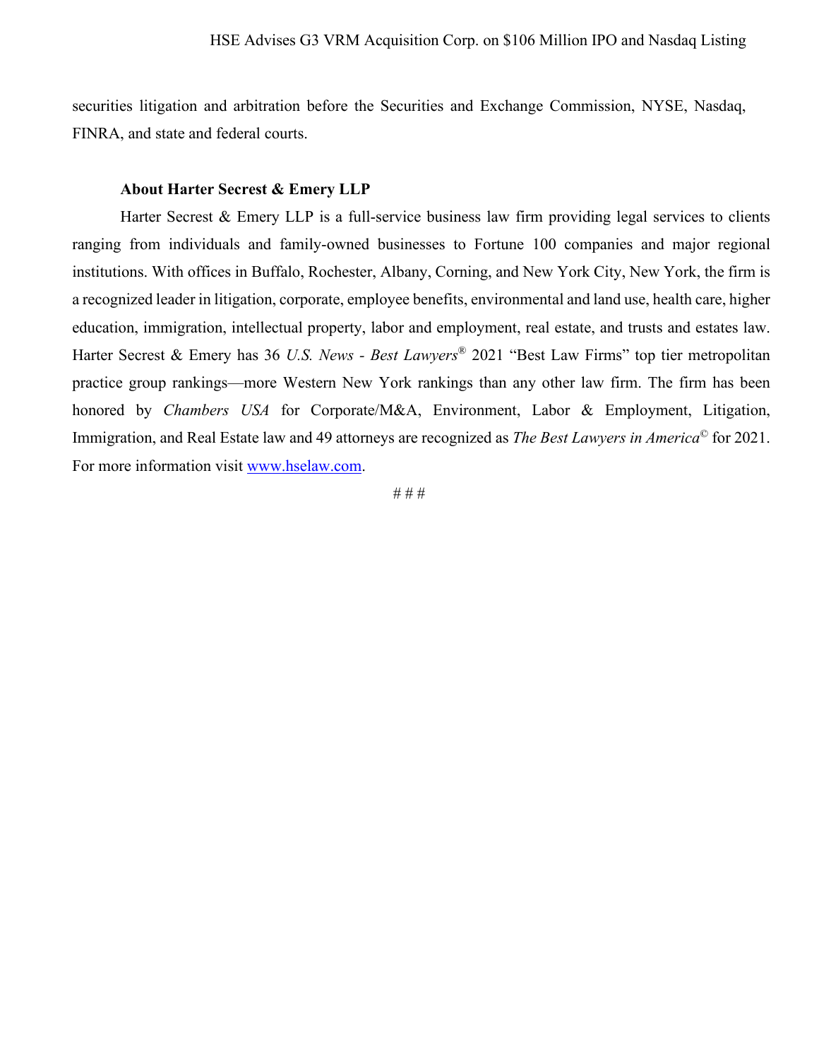securities litigation and arbitration before the Securities and Exchange Commission, NYSE, Nasdaq, FINRA, and state and federal courts.

**About Harter Secrest & Emery LLP**

Harter Secrest & Emery LLP is a full-service business law firm providing legal services to clients ranging from individuals and family-owned businesses to Fortune 100 companies and major regional institutions. With offices in Buffalo, Rochester, Albany, Corning, and New York City, New York, the firm is a recognized leader in litigation, corporate, employee benefits, environmental and land use, health care, higher education, immigration, intellectual property, labor and employment, real estate, and trusts and estates law. Harter Secrest & Emery has 36 *U.S. News - Best Lawyers*® 2021 "Best Law Firms" top tier metropolitan practice group rankings—more Western New York rankings than any other law firm. The firm has been honored by *Chambers USA* for Corporate/M&A, Environment, Labor & Employment, Litigation, Immigration, and Real Estate law and 49 attorneys are recognized as *The Best Lawyers in America*© for 2021. For more information visit [www.hselaw.com](www.hselaw.com).

# # #